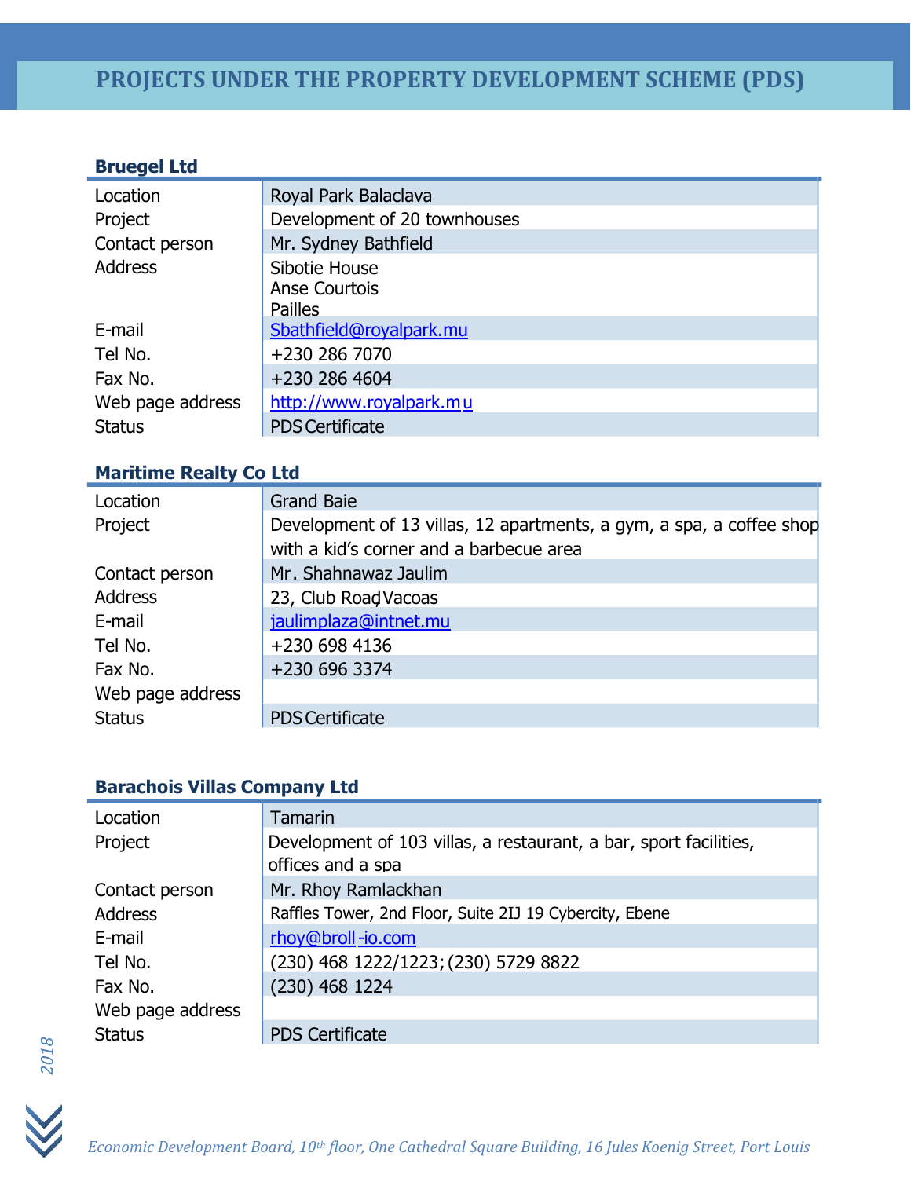# PROJECTS UNDER THE PROPERTY DEVELOPMENT SCHEME (PDS)

## Bruegel Ltd

| | |
|---|---|
| Location | Royal Park Balaclava |
| Project | Development of 20 townhouses |
| Contact person | Mr. Sydney Bathfield |
| Address | Sibotie House<br>Anse Courtois<br>Pailles |
| E-mail | Sbathfield@royalpark.mu |
| Tel No. | +230 286 7070 |
| Fax No. | +230 286 4604 |
| Web page address | http://www.royalpark.mu |
| Status | PDS Certificate |

## Maritime Realty Co Ltd

| | |
|---|---|
| Location | Grand Baie |
| Project | Development of 13 villas, 12 apartments, a gym, a spa, a coffee shop with a kid's corner and a barbecue area |
| Contact person | Mr. Shahnawaz Jaulim |
| Address | 23, Club Road, Vacoas |
| E-mail | jaulimplaza@intnet.mu |
| Tel No. | +230 698 4136 |
| Fax No. | +230 696 3374 |
| Web page address | |
| Status | PDS Certificate |

## Barachois Villas Company Ltd

| | |
|---|---|
| Location | Tamarin |
| Project | Development of 103 villas, a restaurant, a bar, sport facilities, offices and a spa |
| Contact person | Mr. Rhoy Ramlackhan |
| Address | Raffles Tower, 2nd Floor, Suite 2IJ 19 Cybercity, Ebene |
| E-mail | rhoy@broll-io.com |
| Tel No. | (230) 468 1222/1223; (230) 5729 8822 |
| Fax No. | (230) 468 1224 |
| Web page address | |
| Status | PDS Certificate |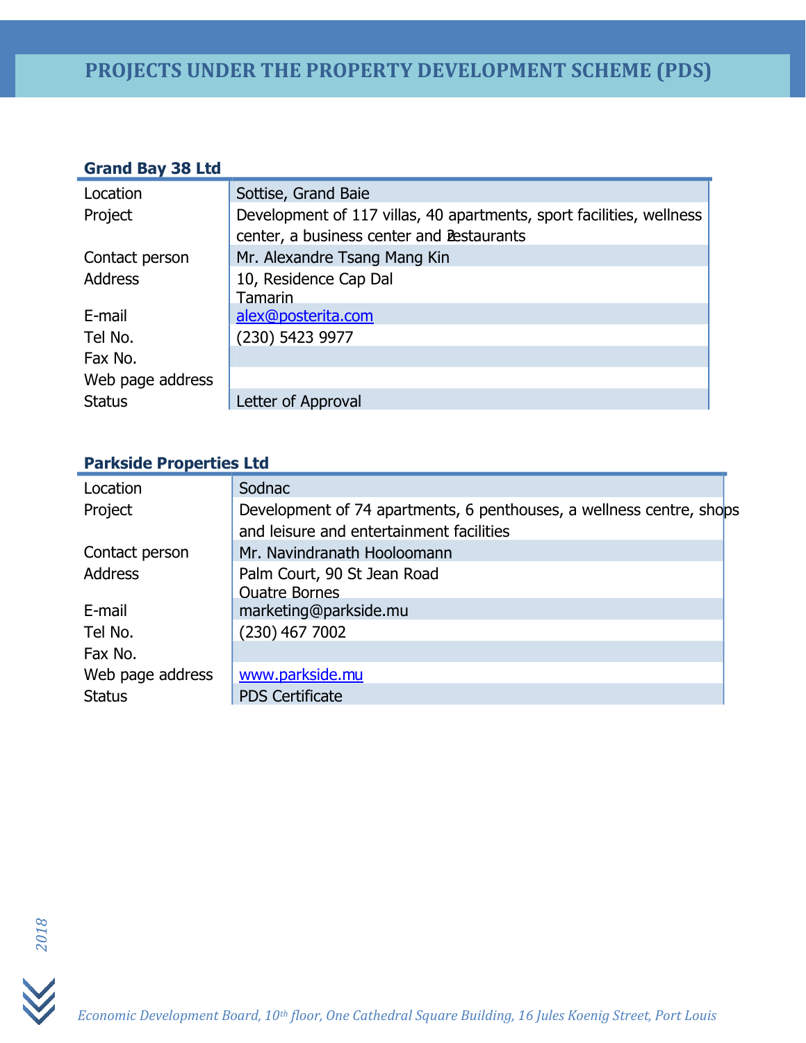# PROJECTS UNDER THE PROPERTY DEVELOPMENT SCHEME (PDS)

### Grand Bay 38 Ltd

| | |
|---|---|
| Location | Sottise, Grand Baie |
| Project | Development of 117 villas, 40 apartments, sport facilities, wellness center, a business center and 2 restaurants |
| Contact person | Mr. Alexandre Tsang Mang Kin |
| Address | 10, Residence Cap Dal<br>Tamarin |
| E-mail | alex@posterita.com |
| Tel No. | (230) 5423 9977 |
| Fax No. | |
| Web page address | |
| Status | Letter of Approval |

### Parkside Properties Ltd

| | |
|---|---|
| Location | Sodnac |
| Project | Development of 74 apartments, 6 penthouses, a wellness centre, shops and leisure and entertainment facilities |
| Contact person | Mr. Navindranath Hooloomann |
| Address | Palm Court, 90 St Jean Road<br>Quatre Bornes |
| E-mail | marketing@parkside.mu |
| Tel No. | (230) 467 7002 |
| Fax No. | |
| Web page address | www.parkside.mu |
| Status | PDS Certificate |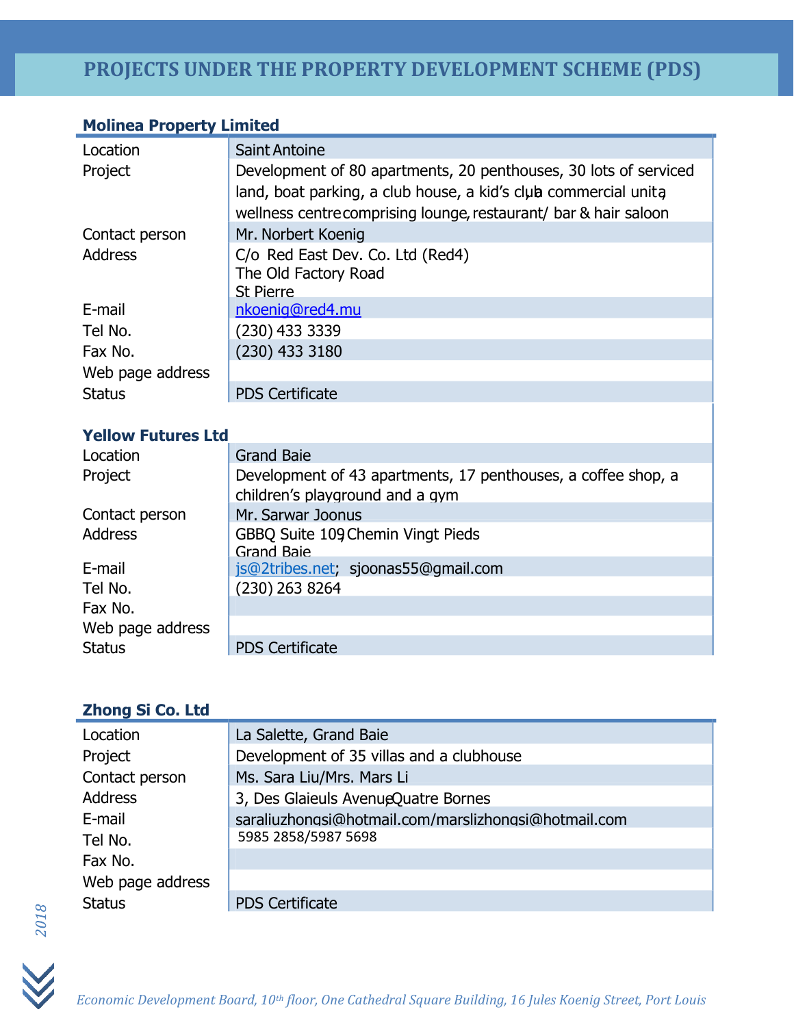# PROJECTS UNDER THE PROPERTY DEVELOPMENT SCHEME (PDS)

## Molinea Property Limited

| | |
|---|---|
| Location | Saint Antoine |
| Project | Development of 80 apartments, 20 penthouses, 30 lots of serviced land, boat parking, a club house, a kid's club, a commercial unit, wellness centre comprising lounge, restaurant/ bar & hair saloon |
| Contact person | Mr. Norbert Koenig |
| Address | C/o Red East Dev. Co. Ltd (Red4)<br>The Old Factory Road<br>St Pierre |
| E-mail | nkoenig@red4.mu |
| Tel No. | (230) 433 3339 |
| Fax No. | (230) 433 3180 |
| Web page address | |
| Status | PDS Certificate |

## Yellow Futures Ltd

| | |
|---|---|
| Location | Grand Baie |
| Project | Development of 43 apartments, 17 penthouses, a coffee shop, a children's playground and a gym |
| Contact person | Mr. Sarwar Joonus |
| Address | GBBQ Suite 109, Chemin Vingt Pieds<br>Grand Baie |
| E-mail | js@2tribes.net; sjoonas55@gmail.com |
| Tel No. | (230) 263 8264 |
| Fax No. | |
| Web page address | |
| Status | PDS Certificate |

## Zhong Si Co. Ltd

| | |
|---|---|
| Location | La Salette, Grand Baie |
| Project | Development of 35 villas and a clubhouse |
| Contact person | Ms. Sara Liu/Mrs. Mars Li |
| Address | 3, Des Glaieuls Avenue, Quatre Bornes |
| E-mail | saraliuzhongsi@hotmail.com/marslizhongsi@hotmail.com |
| Tel No. | 5985 2858/5987 5698 |
| Fax No. | |
| Web page address | |
| Status | PDS Certificate |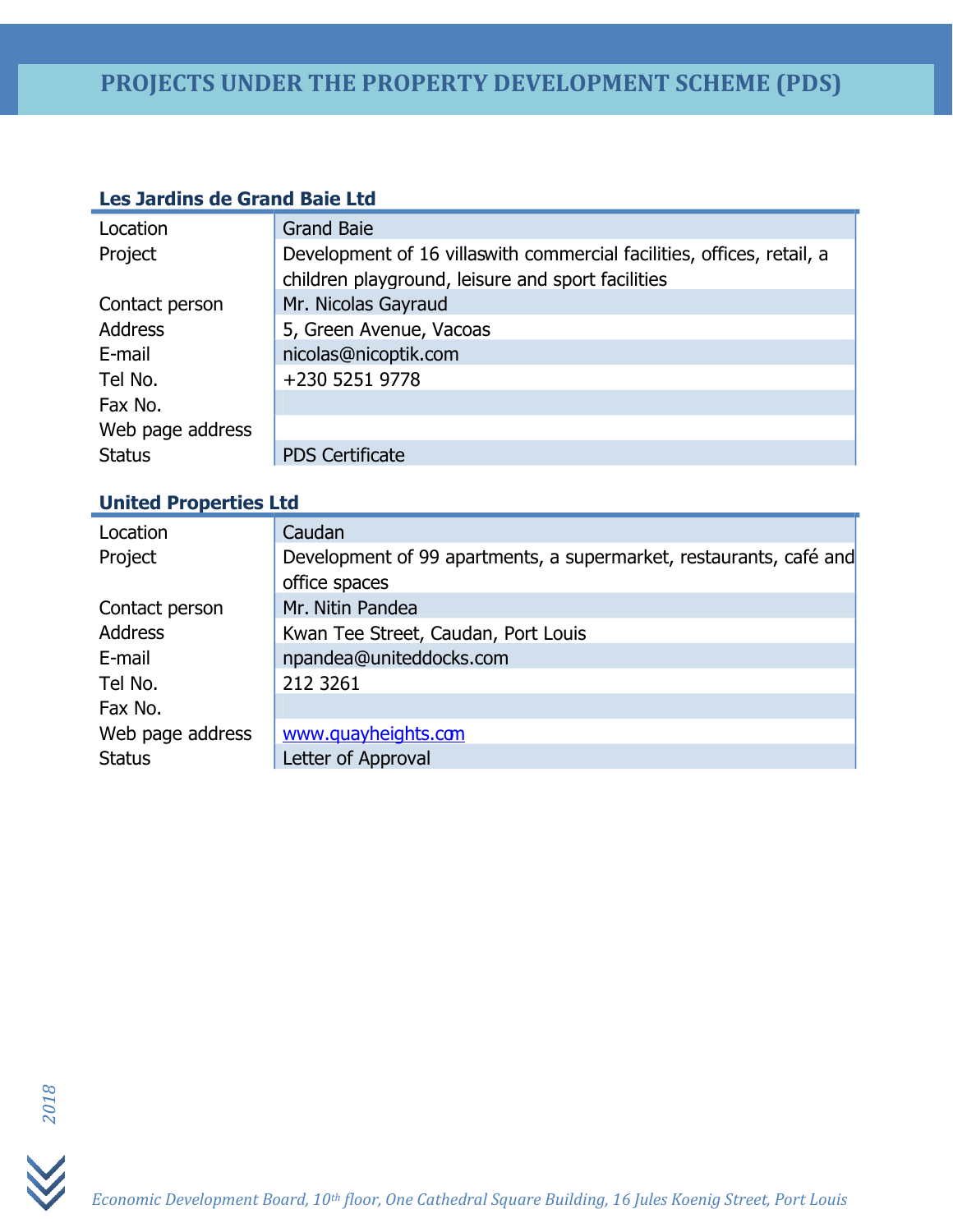# PROJECTS UNDER THE PROPERTY DEVELOPMENT SCHEME (PDS)

### Les Jardins de Grand Baie Ltd

| | |
|---|---|
| Location | Grand Baie |
| Project | Development of 16 villaswith commercial facilities, offices, retail, a children playground, leisure and sport facilities |
| Contact person | Mr. Nicolas Gayraud |
| Address | 5, Green Avenue, Vacoas |
| E-mail | nicolas@nicoptik.com |
| Tel No. | +230 5251 9778 |
| Fax No. | |
| Web page address | |
| Status | PDS Certificate |

### United Properties Ltd

| | |
|---|---|
| Location | Caudan |
| Project | Development of 99 apartments, a supermarket, restaurants, café and office spaces |
| Contact person | Mr. Nitin Pandea |
| Address | Kwan Tee Street, Caudan, Port Louis |
| E-mail | npandea@uniteddocks.com |
| Tel No. | 212 3261 |
| Fax No. | |
| Web page address | www.quayheights.com |
| Status | Letter of Approval |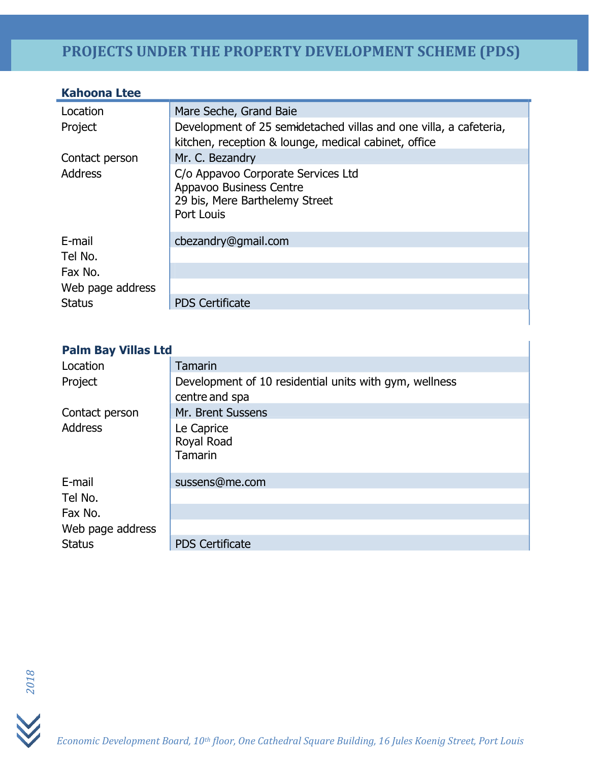# PROJECTS UNDER THE PROPERTY DEVELOPMENT SCHEME (PDS)

### Kahoona Ltee

| | |
|---|---|
| Location | Mare Seche, Grand Baie |
| Project | Development of 25 semi-detached villas and one villa, a cafeteria, kitchen, reception & lounge, medical cabinet, office |
| Contact person | Mr. C. Bezandry |
| Address | C/o Appavoo Corporate Services Ltd<br>Appavoo Business Centre<br>29 bis, Mere Barthelemy Street<br>Port Louis |
| E-mail | cbezandry@gmail.com |
| Tel No. | |
| Fax No. | |
| Web page address | |
| Status | PDS Certificate |

### Palm Bay Villas Ltd

| | |
|---|---|
| Location | Tamarin |
| Project | Development of 10 residential units with gym, wellness centre and spa |
| Contact person | Mr. Brent Sussens |
| Address | Le Caprice<br>Royal Road<br>Tamarin |
| E-mail | sussens@me.com |
| Tel No. | |
| Fax No. | |
| Web page address | |
| Status | PDS Certificate |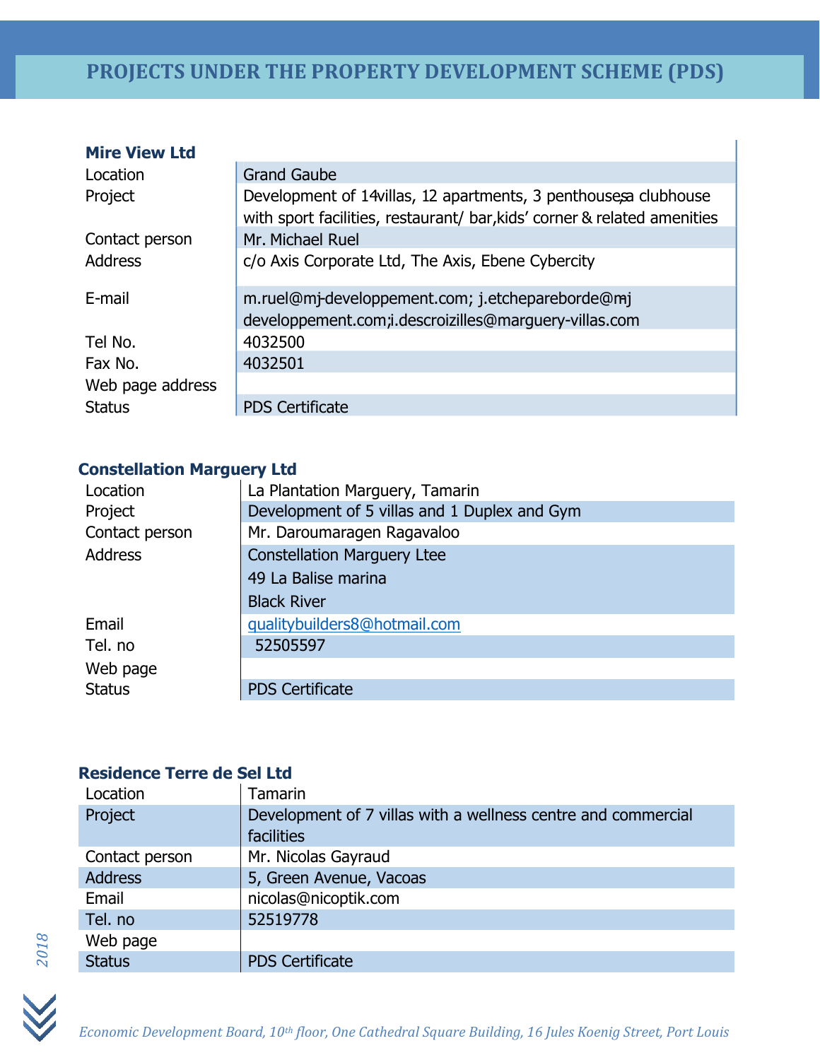# PROJECTS UNDER THE PROPERTY DEVELOPMENT SCHEME (PDS)

**Mire View Ltd**

| | |
|---|---|
| Location | Grand Gaube |
| Project | Development of 14villas, 12 apartments, 3 penthouses,a clubhouse with sport facilities, restaurant/ bar,kids' corner & related amenities |
| Contact person | Mr. Michael Ruel |
| Address | c/o Axis Corporate Ltd, The Axis, Ebene Cybercity |
| E-mail | m.ruel@mj-developpement.com; j.etchepareborde@mj-developpement.com;i.descroizilles@marguery-villas.com |
| Tel No. | 4032500 |
| Fax No. | 4032501 |
| Web page address | |
| Status | PDS Certificate |

**Constellation Marguery Ltd**

| | |
|---|---|
| Location | La Plantation Marguery, Tamarin |
| Project | Development of 5 villas and 1 Duplex and Gym |
| Contact person | Mr. Daroumaragen Ragavaloo |
| Address | Constellation Marguery Ltee<br>49 La Balise marina<br>Black River |
| Email | qualitybuilders8@hotmail.com |
| Tel. no | 52505597 |
| Web page | |
| Status | PDS Certificate |

**Residence Terre de Sel Ltd**

| | |
|---|---|
| Location | Tamarin |
| Project | Development of 7 villas with a wellness centre and commercial facilities |
| Contact person | Mr. Nicolas Gayraud |
| Address | 5, Green Avenue, Vacoas |
| Email | nicolas@nicoptik.com |
| Tel. no | 52519778 |
| Web page | |
| Status | PDS Certificate |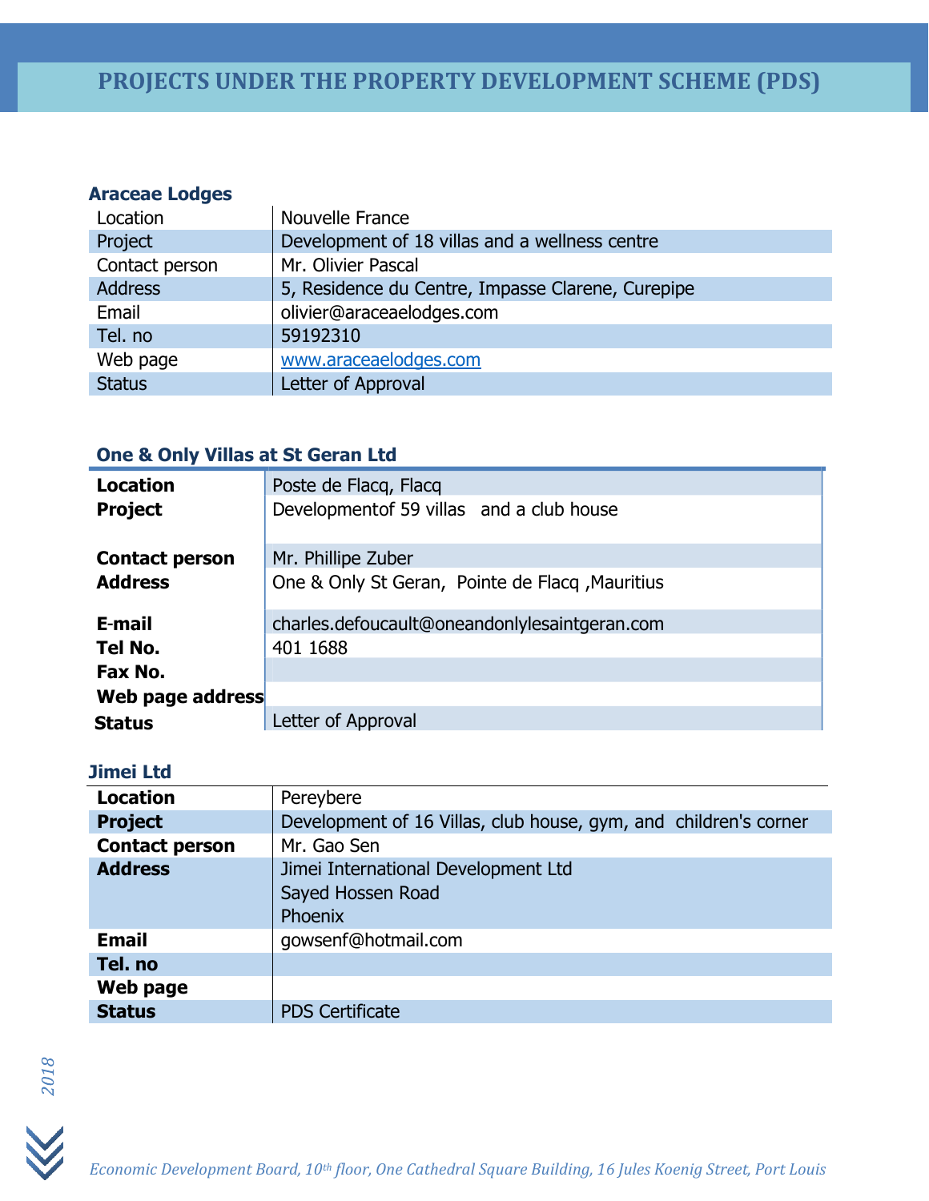# PROJECTS UNDER THE PROPERTY DEVELOPMENT SCHEME (PDS)

### Araceae Lodges

| | |
|---|---|
| Location | Nouvelle France |
| Project | Development of 18 villas and a wellness centre |
| Contact person | Mr. Olivier Pascal |
| Address | 5, Residence du Centre, Impasse Clarene, Curepipe |
| Email | olivier@araceaelodges.com |
| Tel. no | 59192310 |
| Web page | www.araceaelodges.com |
| Status | Letter of Approval |

### One & Only Villas at St Geran Ltd

| | |
|---|---|
| **Location** | Poste de Flacq, Flacq |
| **Project** | Developmentof 59 villas and a club house |
| **Contact person** | Mr. Phillipe Zuber |
| **Address** | One & Only St Geran, Pointe de Flacq ,Mauritius |
| **E-mail** | charles.defoucault@oneandonlylesaintgeran.com |
| **Tel No.** | 401 1688 |
| **Fax No.** | |
| **Web page address** | |
| **Status** | Letter of Approval |

### Jimei Ltd

| | |
|---|---|
| **Location** | Pereybere |
| **Project** | Development of 16 Villas, club house, gym, and children's corner |
| **Contact person** | Mr. Gao Sen |
| **Address** | Jimei International Development Ltd<br>Sayed Hossen Road<br>Phoenix |
| **Email** | gowsenf@hotmail.com |
| **Tel. no** | |
| **Web page** | |
| **Status** | PDS Certificate |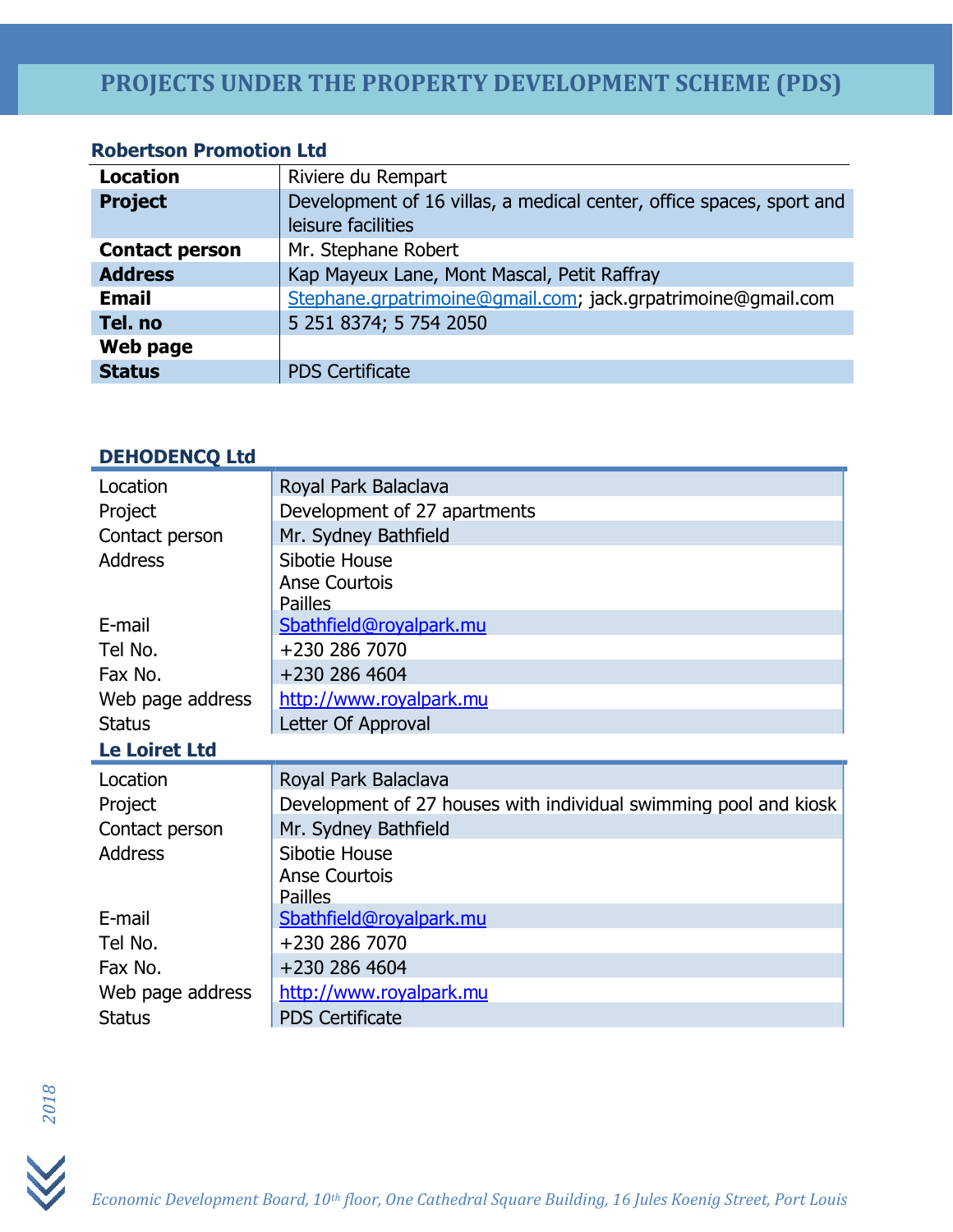# PROJECTS UNDER THE PROPERTY DEVELOPMENT SCHEME (PDS)

### Robertson Promotion Ltd

| | |
|---|---|
| **Location** | Riviere du Rempart |
| **Project** | Development of 16 villas, a medical center, office spaces, sport and leisure facilities |
| **Contact person** | Mr. Stephane Robert |
| **Address** | Kap Mayeux Lane, Mont Mascal, Petit Raffray |
| **Email** | Stephane.grpatrimoine@gmail.com; jack.grpatrimoine@gmail.com |
| **Tel. no** | 5 251 8374; 5 754 2050 |
| **Web page** | |
| **Status** | PDS Certificate |

### DEHODENCQ Ltd

| | |
|---|---|
| Location | Royal Park Balaclava |
| Project | Development of 27 apartments |
| Contact person | Mr. Sydney Bathfield |
| Address | Sibotie House<br>Anse Courtois<br>Pailles |
| E-mail | Sbathfield@royalpark.mu |
| Tel No. | +230 286 7070 |
| Fax No. | +230 286 4604 |
| Web page address | http://www.royalpark.mu |
| Status | Letter Of Approval |

### Le Loiret Ltd

| | |
|---|---|
| Location | Royal Park Balaclava |
| Project | Development of 27 houses with individual swimming pool and kiosk |
| Contact person | Mr. Sydney Bathfield |
| Address | Sibotie House<br>Anse Courtois<br>Pailles |
| E-mail | Sbathfield@royalpark.mu |
| Tel No. | +230 286 7070 |
| Fax No. | +230 286 4604 |
| Web page address | http://www.royalpark.mu |
| Status | PDS Certificate |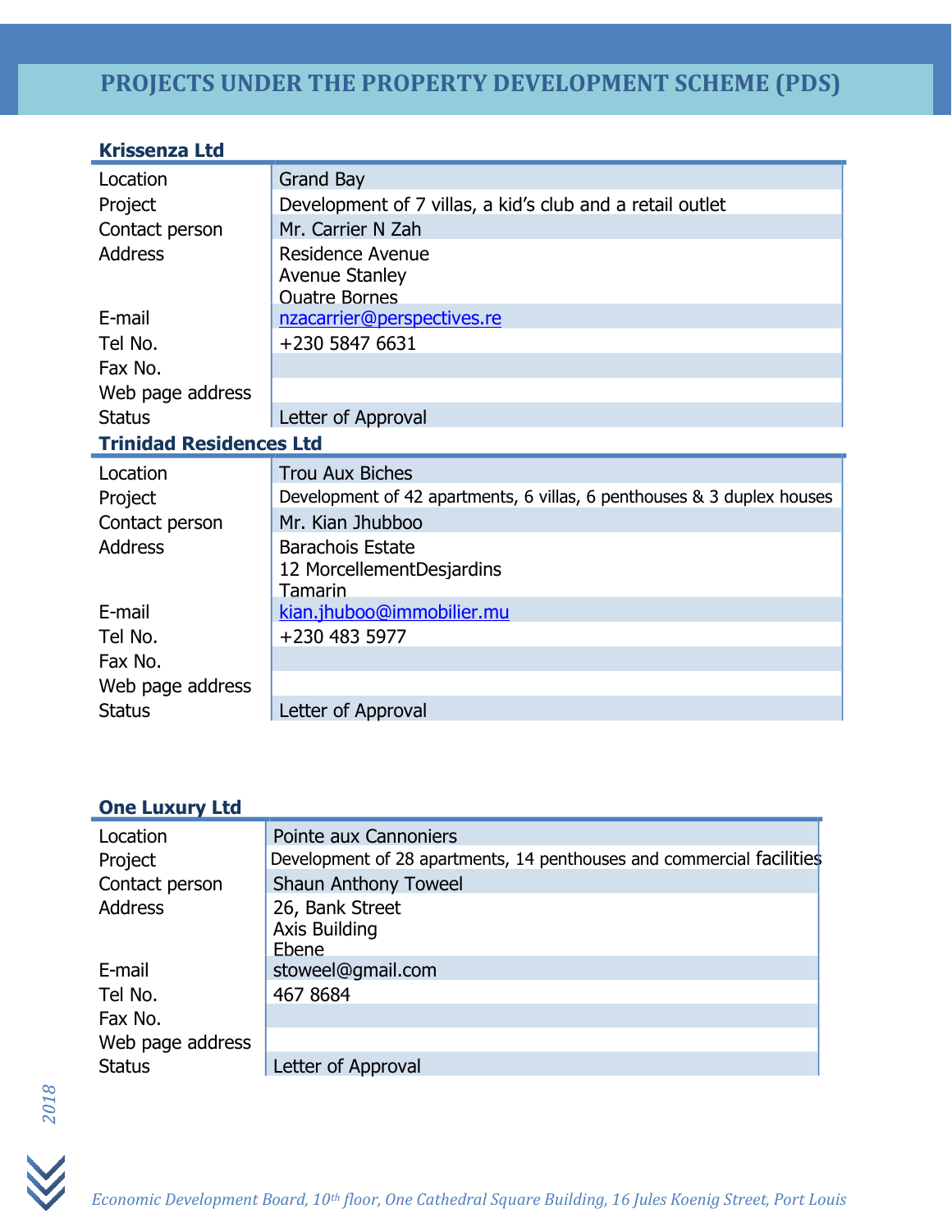# PROJECTS UNDER THE PROPERTY DEVELOPMENT SCHEME (PDS)

### Krissenza Ltd

| | |
|---|---|
| Location | Grand Bay |
| Project | Development of 7 villas, a kid's club and a retail outlet |
| Contact person | Mr. Carrier N Zah |
| Address | Residence Avenue<br>Avenue Stanley<br>Quatre Bornes |
| E-mail | nzacarrier@perspectives.re |
| Tel No. | +230 5847 6631 |
| Fax No. | |
| Web page address | |
| Status | Letter of Approval |

### Trinidad Residences Ltd

| | |
|---|---|
| Location | Trou Aux Biches |
| Project | Development of 42 apartments, 6 villas, 6 penthouses & 3 duplex houses |
| Contact person | Mr. Kian Jhubboo |
| Address | Barachois Estate<br>12 MorcellementDesjardins<br>Tamarin |
| E-mail | kian.jhuboo@immobilier.mu |
| Tel No. | +230 483 5977 |
| Fax No. | |
| Web page address | |
| Status | Letter of Approval |

### One Luxury Ltd

| | |
|---|---|
| Location | Pointe aux Cannoniers |
| Project | Development of 28 apartments, 14 penthouses and commercial facilities |
| Contact person | Shaun Anthony Toweel |
| Address | 26, Bank Street<br>Axis Building<br>Ebene |
| E-mail | stoweel@gmail.com |
| Tel No. | 467 8684 |
| Fax No. | |
| Web page address | |
| Status | Letter of Approval |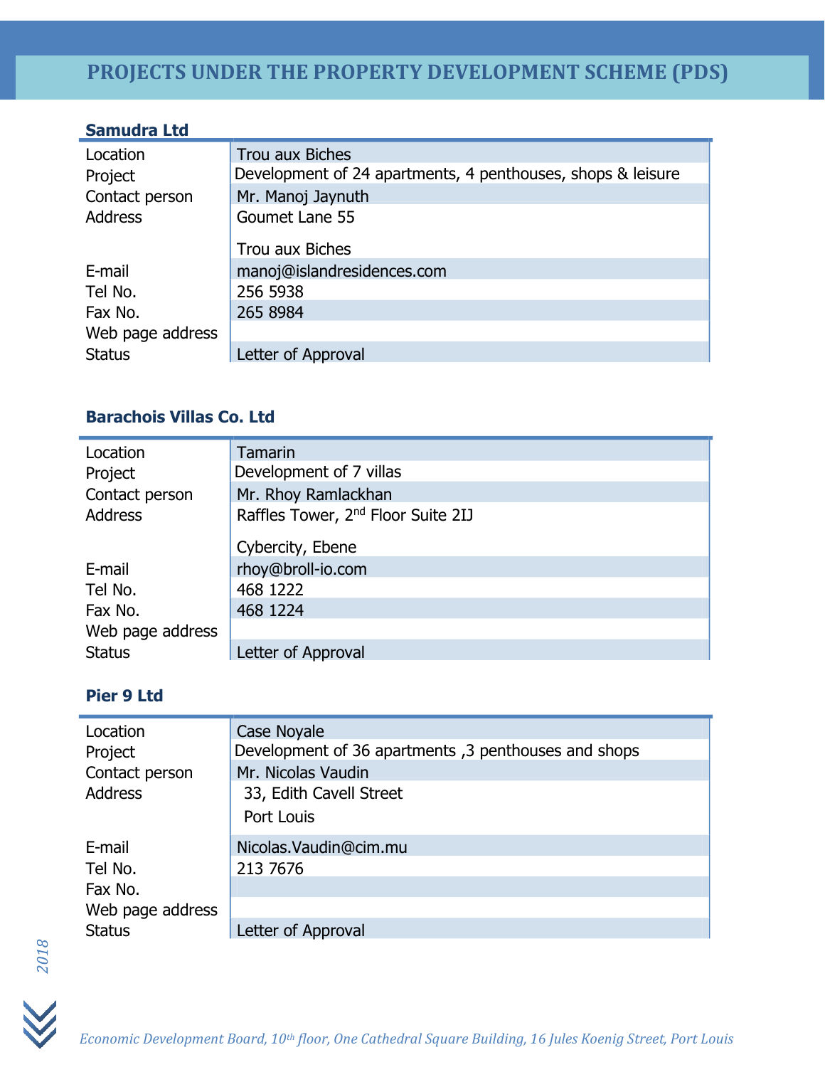# PROJECTS UNDER THE PROPERTY DEVELOPMENT SCHEME (PDS)

### Samudra Ltd

| | |
|---|---|
| Location | Trou aux Biches |
| Project | Development of 24 apartments, 4 penthouses, shops & leisure |
| Contact person | Mr. Manoj Jaynuth |
| Address | Goumet Lane 55<br>Trou aux Biches |
| E-mail | manoj@islandresidences.com |
| Tel No. | 256 5938 |
| Fax No. | 265 8984 |
| Web page address | |
| Status | Letter of Approval |

### Barachois Villas Co. Ltd

| | |
|---|---|
| Location | Tamarin |
| Project | Development of 7 villas |
| Contact person | Mr. Rhoy Ramlackhan |
| Address | Raffles Tower, 2nd Floor Suite 2IJ<br>Cybercity, Ebene |
| E-mail | rhoy@broll-io.com |
| Tel No. | 468 1222 |
| Fax No. | 468 1224 |
| Web page address | |
| Status | Letter of Approval |

### Pier 9 Ltd

| | |
|---|---|
| Location | Case Noyale |
| Project | Development of 36 apartments ,3 penthouses and shops |
| Contact person | Mr. Nicolas Vaudin |
| Address | 33, Edith Cavell Street<br>Port Louis |
| E-mail | Nicolas.Vaudin@cim.mu |
| Tel No. | 213 7676 |
| Fax No. | |
| Web page address | |
| Status | Letter of Approval |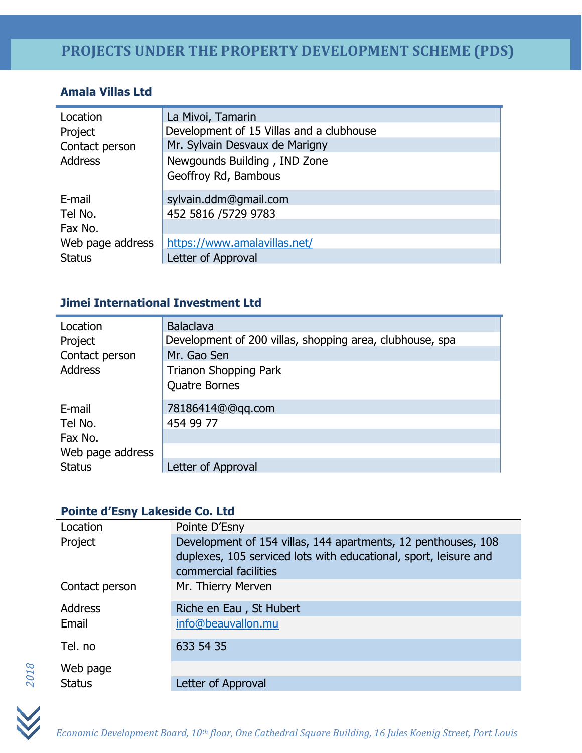# PROJECTS UNDER THE PROPERTY DEVELOPMENT SCHEME (PDS)

### Amala Villas Ltd

| | |
|---|---|
| Location | La Mivoi, Tamarin |
| Project | Development of 15 Villas and a clubhouse |
| Contact person | Mr. Sylvain Desvaux de Marigny |
| Address | Newgounds Building , IND Zone<br>Geoffroy Rd, Bambous |
| E-mail | sylvain.ddm@gmail.com |
| Tel No. | 452 5816 /5729 9783 |
| Fax No. | |
| Web page address | https://www.amalavillas.net/ |
| Status | Letter of Approval |

### Jimei International Investment Ltd

| | |
|---|---|
| Location | Balaclava |
| Project | Development of 200 villas, shopping area, clubhouse, spa |
| Contact person | Mr. Gao Sen |
| Address | Trianon Shopping Park<br>Quatre Bornes |
| E-mail | 78186414@@qq.com |
| Tel No. | 454 99 77 |
| Fax No. | |
| Web page address | |
| Status | Letter of Approval |

### Pointe d'Esny Lakeside Co. Ltd

| | |
|---|---|
| Location | Pointe D'Esny |
| Project | Development of 154 villas, 144 apartments, 12 penthouses, 108 duplexes, 105 serviced lots with educational, sport, leisure and commercial facilities |
| Contact person | Mr. Thierry Merven |
| Address | Riche en Eau , St Hubert |
| Email | info@beauvallon.mu |
| Tel. no | 633 54 35 |
| Web page | |
| Status | Letter of Approval |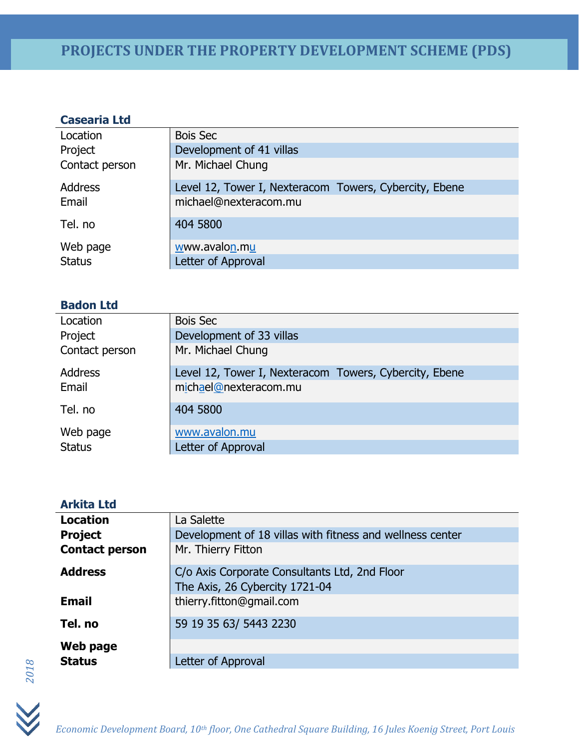# PROJECTS UNDER THE PROPERTY DEVELOPMENT SCHEME (PDS)

### Casearia Ltd

| | |
|---|---|
| Location | Bois Sec |
| Project | Development of 41 villas |
| Contact person | Mr. Michael Chung |
| Address | Level 12, Tower I, Nexteracom Towers, Cybercity, Ebene |
| Email | michael@nexteracom.mu |
| Tel. no | 404 5800 |
| Web page | www.avalon.mu |
| Status | Letter of Approval |

### Badon Ltd

| | |
|---|---|
| Location | Bois Sec |
| Project | Development of 33 villas |
| Contact person | Mr. Michael Chung |
| Address | Level 12, Tower I, Nexteracom Towers, Cybercity, Ebene |
| Email | michael@nexteracom.mu |
| Tel. no | 404 5800 |
| Web page | www.avalon.mu |
| Status | Letter of Approval |

### Arkita Ltd

| | |
|---|---|
| **Location** | La Salette |
| **Project** | Development of 18 villas with fitness and wellness center |
| **Contact person** | Mr. Thierry Fitton |
| **Address** | C/o Axis Corporate Consultants Ltd, 2nd Floor The Axis, 26 Cybercity 1721-04 |
| **Email** | thierry.fitton@gmail.com |
| **Tel. no** | 59 19 35 63/ 5443 2230 |
| **Web page** | |
| **Status** | Letter of Approval |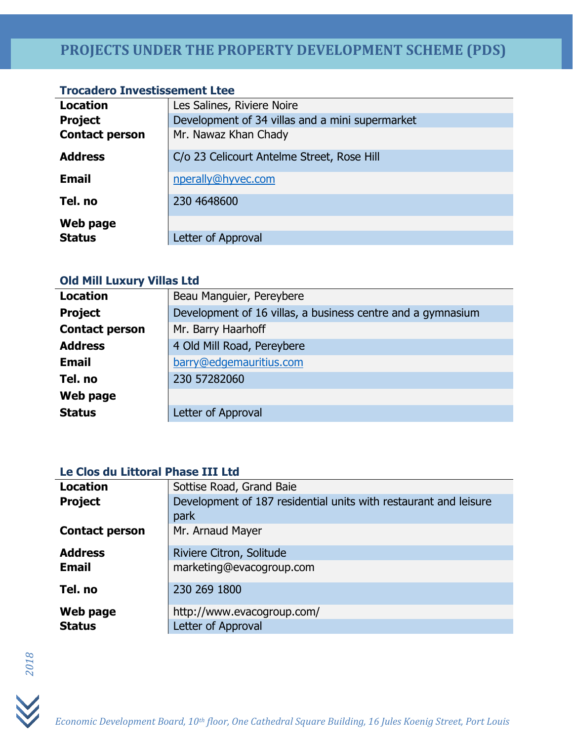# PROJECTS UNDER THE PROPERTY DEVELOPMENT SCHEME (PDS)

### Trocadero Investissement Ltee

| | |
|---|---|
| **Location** | Les Salines, Riviere Noire |
| **Project** | Development of 34 villas and a mini supermarket |
| **Contact person** | Mr. Nawaz Khan Chady |
| **Address** | C/o 23 Celicourt Antelme Street, Rose Hill |
| **Email** | nperally@hyvec.com |
| **Tel. no** | 230 4648600 |
| **Web page** | |
| **Status** | Letter of Approval |

### Old Mill Luxury Villas Ltd

| | |
|---|---|
| **Location** | Beau Manguier, Pereybere |
| **Project** | Development of 16 villas, a business centre and a gymnasium |
| **Contact person** | Mr. Barry Haarhoff |
| **Address** | 4 Old Mill Road, Pereybere |
| **Email** | barry@edgemauritius.com |
| **Tel. no** | 230 57282060 |
| **Web page** | |
| **Status** | Letter of Approval |

### Le Clos du Littoral Phase III Ltd

| | |
|---|---|
| **Location** | Sottise Road, Grand Baie |
| **Project** | Development of 187 residential units with restaurant and leisure park |
| **Contact person** | Mr. Arnaud Mayer |
| **Address** | Riviere Citron, Solitude |
| **Email** | marketing@evacogroup.com |
| **Tel. no** | 230 269 1800 |
| **Web page** | http://www.evacogroup.com/ |
| **Status** | Letter of Approval |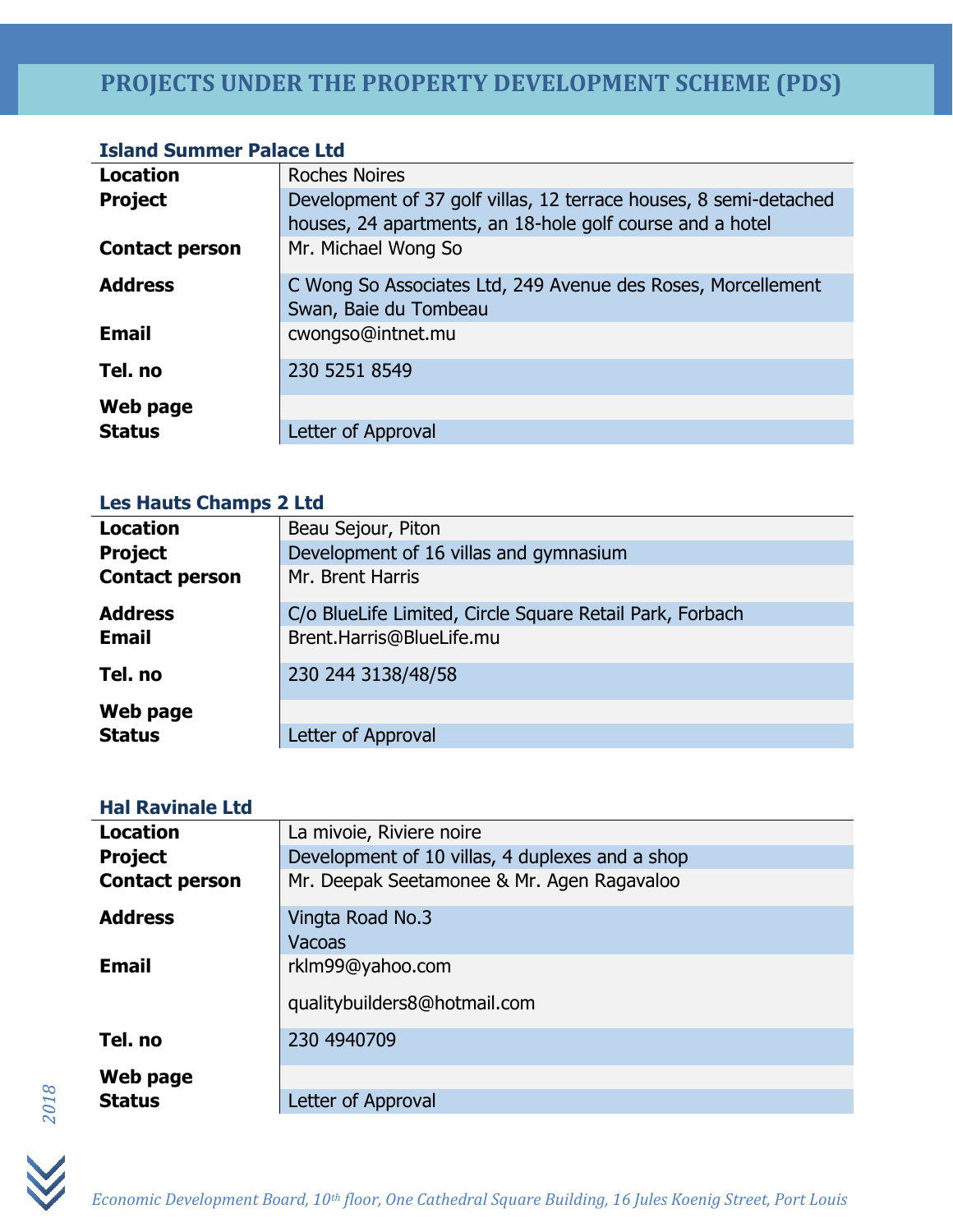# PROJECTS UNDER THE PROPERTY DEVELOPMENT SCHEME (PDS)

### Island Summer Palace Ltd

| | |
|---|---|
| **Location** | Roches Noires |
| **Project** | Development of 37 golf villas, 12 terrace houses, 8 semi-detached houses, 24 apartments, an 18-hole golf course and a hotel |
| **Contact person** | Mr. Michael Wong So |
| **Address** | C Wong So Associates Ltd, 249 Avenue des Roses, Morcellement Swan, Baie du Tombeau |
| **Email** | cwongso@intnet.mu |
| **Tel. no** | 230 5251 8549 |
| **Web page** | |
| **Status** | Letter of Approval |

### Les Hauts Champs 2 Ltd

| | |
|---|---|
| **Location** | Beau Sejour, Piton |
| **Project** | Development of 16 villas and gymnasium |
| **Contact person** | Mr. Brent Harris |
| **Address** | C/o BlueLife Limited, Circle Square Retail Park, Forbach |
| **Email** | Brent.Harris@BlueLife.mu |
| **Tel. no** | 230 244 3138/48/58 |
| **Web page** | |
| **Status** | Letter of Approval |

### Hal Ravinale Ltd

| | |
|---|---|
| **Location** | La mivoie, Riviere noire |
| **Project** | Development of 10 villas, 4 duplexes and a shop |
| **Contact person** | Mr. Deepak Seetamonee & Mr. Agen Ragavaloo |
| **Address** | Vingta Road No.3<br>Vacoas |
| **Email** | rklm99@yahoo.com<br>qualitybuilders8@hotmail.com |
| **Tel. no** | 230 4940709 |
| **Web page** | |
| **Status** | Letter of Approval |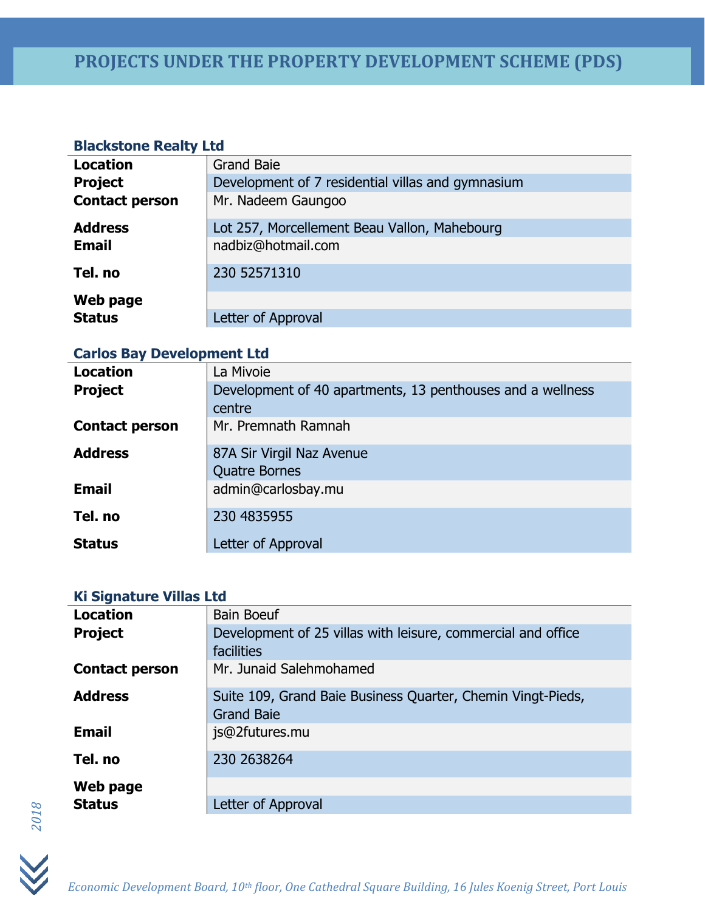# PROJECTS UNDER THE PROPERTY DEVELOPMENT SCHEME (PDS)

### Blackstone Realty Ltd

| | |
|---|---|
| **Location** | Grand Baie |
| **Project** | Development of 7 residential villas and gymnasium |
| **Contact person** | Mr. Nadeem Gaungoo |
| **Address** | Lot 257, Morcellement Beau Vallon, Mahebourg |
| **Email** | nadbiz@hotmail.com |
| **Tel. no** | 230 52571310 |
| **Web page** | |
| **Status** | Letter of Approval |

### Carlos Bay Development Ltd

| | |
|---|---|
| **Location** | La Mivoie |
| **Project** | Development of 40 apartments, 13 penthouses and a wellness centre |
| **Contact person** | Mr. Premnath Ramnah |
| **Address** | 87A Sir Virgil Naz Avenue Quatre Bornes |
| **Email** | admin@carlosbay.mu |
| **Tel. no** | 230 4835955 |
| **Status** | Letter of Approval |

### Ki Signature Villas Ltd

| | |
|---|---|
| **Location** | Bain Boeuf |
| **Project** | Development of 25 villas with leisure, commercial and office facilities |
| **Contact person** | Mr. Junaid Salehmohamed |
| **Address** | Suite 109, Grand Baie Business Quarter, Chemin Vingt-Pieds, Grand Baie |
| **Email** | js@2futures.mu |
| **Tel. no** | 230 2638264 |
| **Web page** | |
| **Status** | Letter of Approval |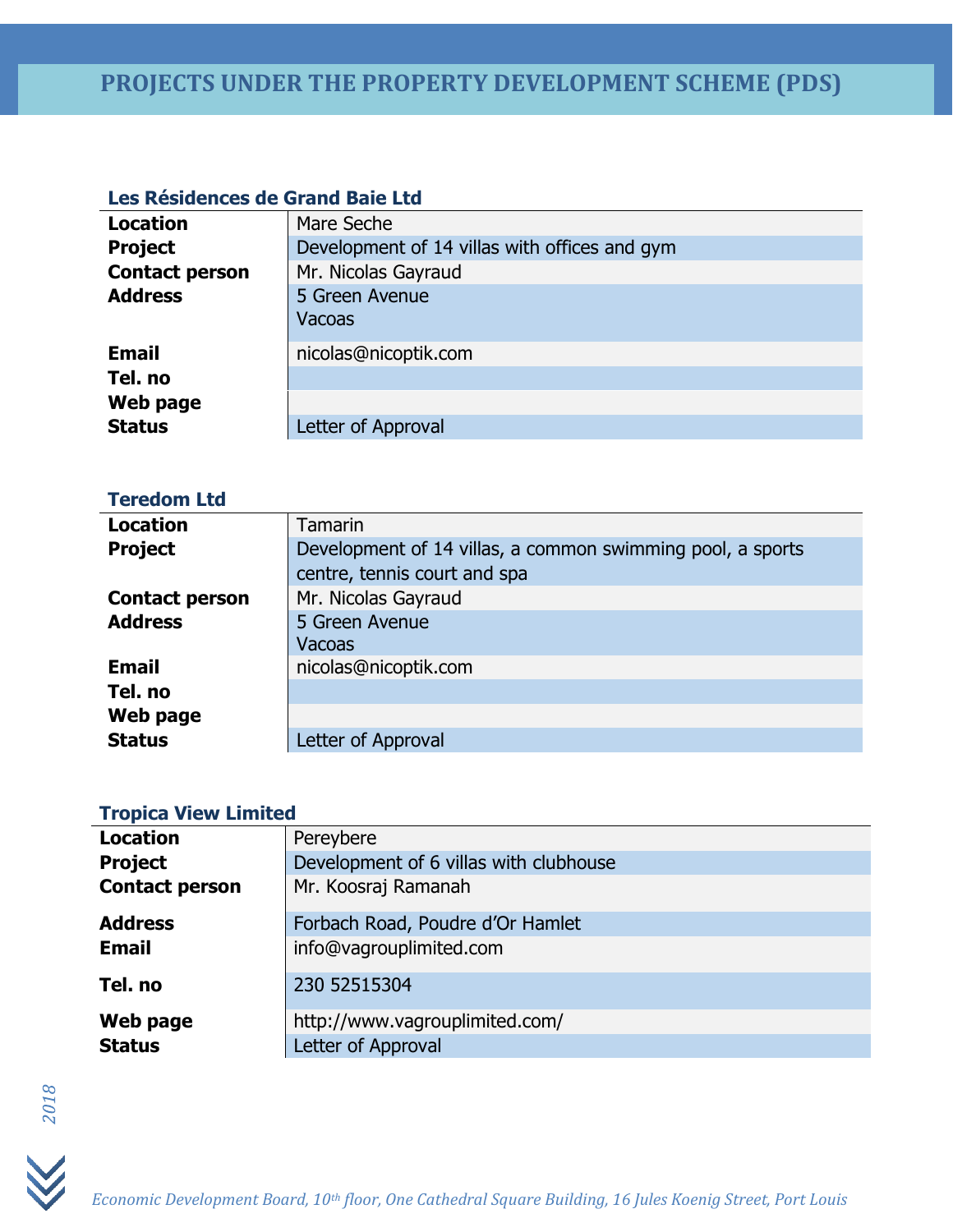# PROJECTS UNDER THE PROPERTY DEVELOPMENT SCHEME (PDS)

### Les Résidences de Grand Baie Ltd

| | |
|---|---|
| **Location** | Mare Seche |
| **Project** | Development of 14 villas with offices and gym |
| **Contact person** | Mr. Nicolas Gayraud |
| **Address** | 5 Green Avenue<br>Vacoas |
| **Email** | nicolas@nicoptik.com |
| **Tel. no** | |
| **Web page** | |
| **Status** | Letter of Approval |

### Teredom Ltd

| | |
|---|---|
| **Location** | Tamarin |
| **Project** | Development of 14 villas, a common swimming pool, a sports centre, tennis court and spa |
| **Contact person** | Mr. Nicolas Gayraud |
| **Address** | 5 Green Avenue<br>Vacoas |
| **Email** | nicolas@nicoptik.com |
| **Tel. no** | |
| **Web page** | |
| **Status** | Letter of Approval |

### Tropica View Limited

| | |
|---|---|
| **Location** | Pereybere |
| **Project** | Development of 6 villas with clubhouse |
| **Contact person** | Mr. Koosraj Ramanah |
| **Address** | Forbach Road, Poudre d'Or Hamlet |
| **Email** | info@vagrouplimited.com |
| **Tel. no** | 230 52515304 |
| **Web page** | http://www.vagrouplimited.com/ |
| **Status** | Letter of Approval |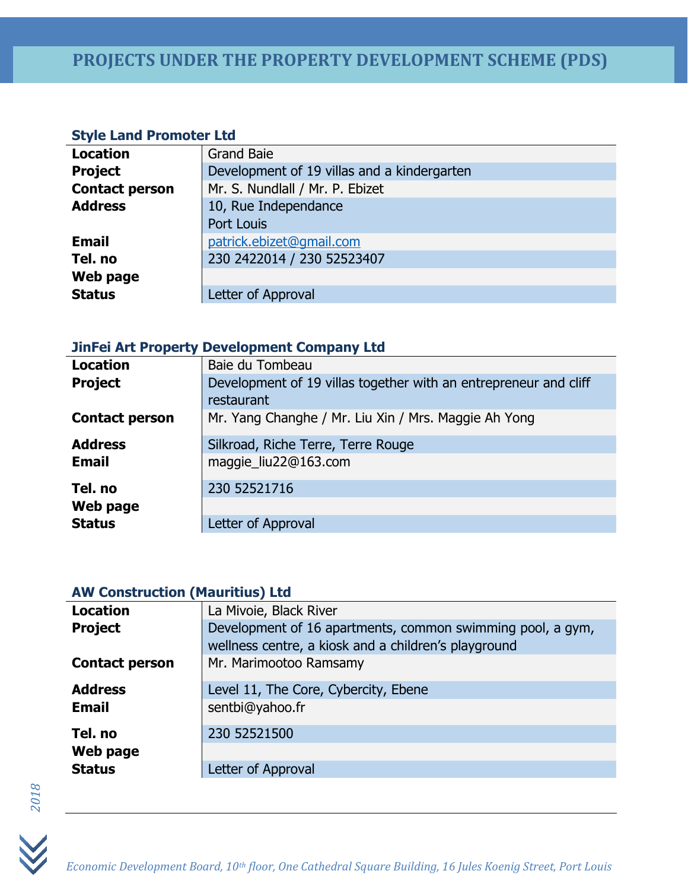# PROJECTS UNDER THE PROPERTY DEVELOPMENT SCHEME (PDS)

### Style Land Promoter Ltd

| | |
|---|---|
| **Location** | Grand Baie |
| **Project** | Development of 19 villas and a kindergarten |
| **Contact person** | Mr. S. Nundlall / Mr. P. Ebizet |
| **Address** | 10, Rue Independance<br>Port Louis |
| **Email** | patrick.ebizet@gmail.com |
| **Tel. no** | 230 2422014 / 230 52523407 |
| **Web page** | |
| **Status** | Letter of Approval |

### JinFei Art Property Development Company Ltd

| | |
|---|---|
| **Location** | Baie du Tombeau |
| **Project** | Development of 19 villas together with an entrepreneur and cliff restaurant |
| **Contact person** | Mr. Yang Changhe / Mr. Liu Xin / Mrs. Maggie Ah Yong |
| **Address** | Silkroad, Riche Terre, Terre Rouge |
| **Email** | maggie_liu22@163.com |
| **Tel. no** | 230 52521716 |
| **Web page** | |
| **Status** | Letter of Approval |

### AW Construction (Mauritius) Ltd

| | |
|---|---|
| **Location** | La Mivoie, Black River |
| **Project** | Development of 16 apartments, common swimming pool, a gym, wellness centre, a kiosk and a children's playground |
| **Contact person** | Mr. Marimootoo Ramsamy |
| **Address** | Level 11, The Core, Cybercity, Ebene |
| **Email** | sentbi@yahoo.fr |
| **Tel. no** | 230 52521500 |
| **Web page** | |
| **Status** | Letter of Approval |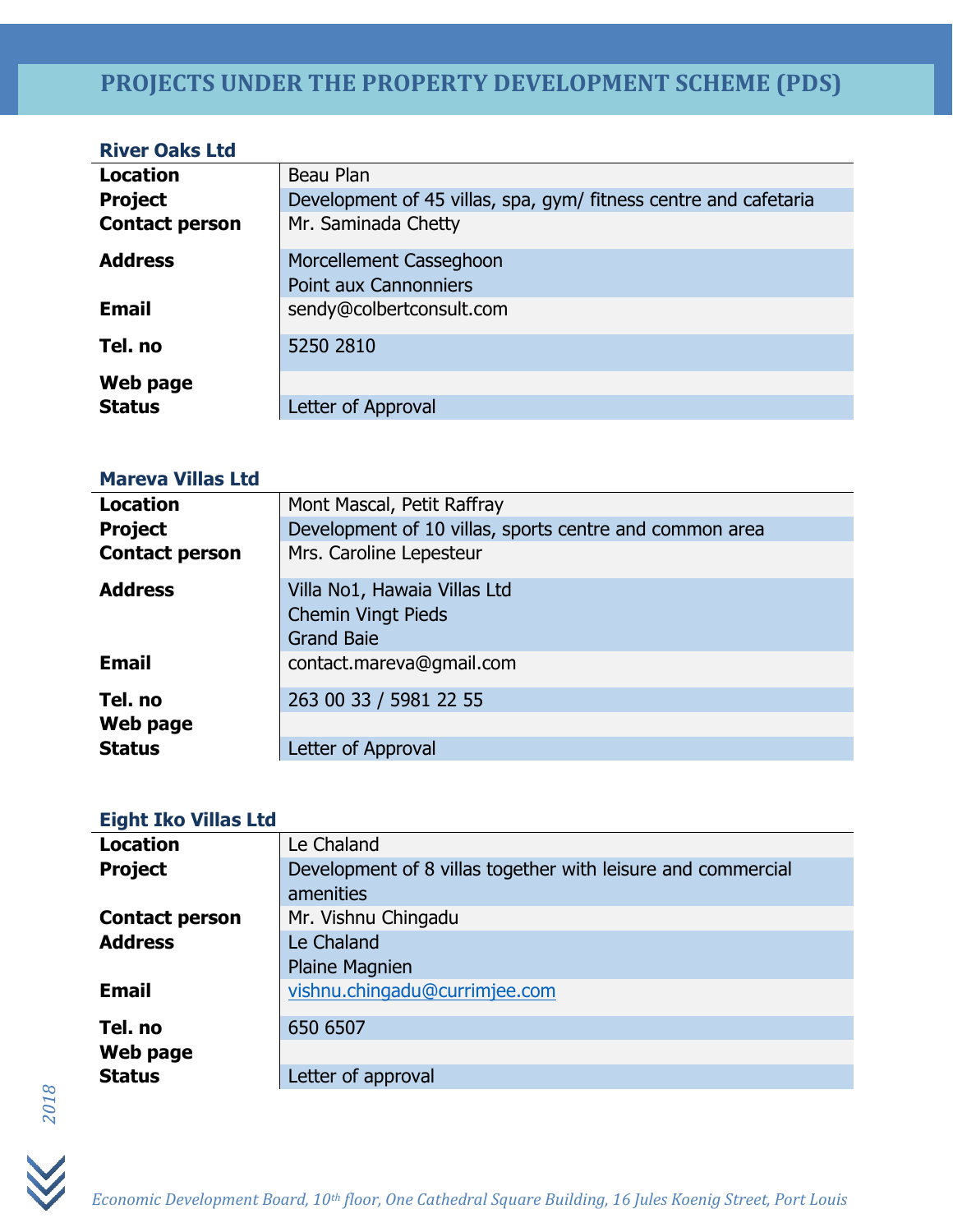# PROJECTS UNDER THE PROPERTY DEVELOPMENT SCHEME (PDS)

### River Oaks Ltd

| | |
|---|---|
| **Location** | Beau Plan |
| **Project** | Development of 45 villas, spa, gym/ fitness centre and cafetaria |
| **Contact person** | Mr. Saminada Chetty |
| **Address** | Morcellement Casseghoon<br>Point aux Cannonniers |
| **Email** | sendy@colbertconsult.com |
| **Tel. no** | 5250 2810 |
| **Web page** | |
| **Status** | Letter of Approval |

### Mareva Villas Ltd

| | |
|---|---|
| **Location** | Mont Mascal, Petit Raffray |
| **Project** | Development of 10 villas, sports centre and common area |
| **Contact person** | Mrs. Caroline Lepesteur |
| **Address** | Villa No1, Hawaia Villas Ltd<br>Chemin Vingt Pieds<br>Grand Baie |
| **Email** | contact.mareva@gmail.com |
| **Tel. no** | 263 00 33 / 5981 22 55 |
| **Web page** | |
| **Status** | Letter of Approval |

### Eight Iko Villas Ltd

| | |
|---|---|
| **Location** | Le Chaland |
| **Project** | Development of 8 villas together with leisure and commercial amenities |
| **Contact person** | Mr. Vishnu Chingadu |
| **Address** | Le Chaland<br>Plaine Magnien |
| **Email** | vishnu.chingadu@currimjee.com |
| **Tel. no** | 650 6507 |
| **Web page** | |
| **Status** | Letter of approval |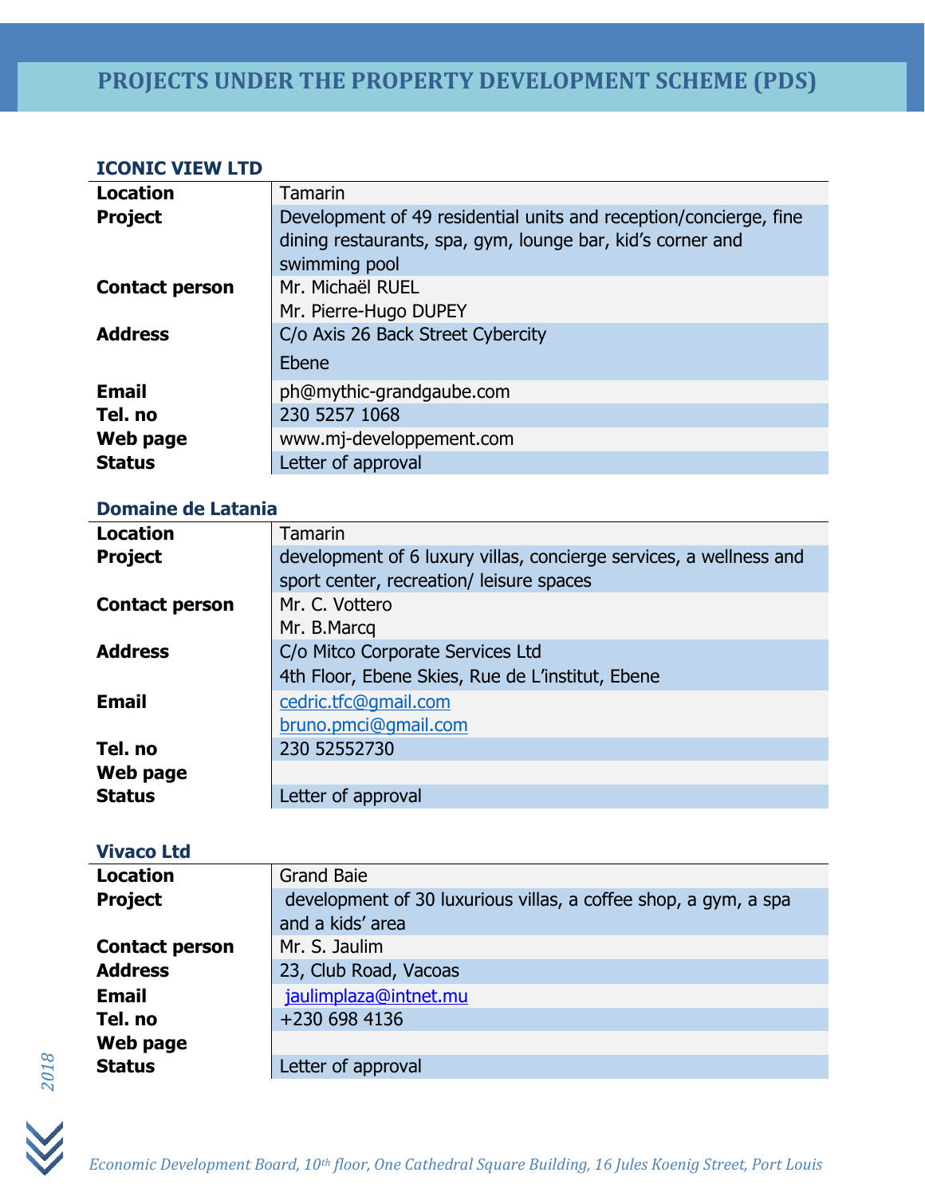# PROJECTS UNDER THE PROPERTY DEVELOPMENT SCHEME (PDS)

### ICONIC VIEW LTD

| | |
|---|---|
| **Location** | Tamarin |
| **Project** | Development of 49 residential units and reception/concierge, fine dining restaurants, spa, gym, lounge bar, kid's corner and swimming pool |
| **Contact person** | Mr. Michaël RUEL<br>Mr. Pierre-Hugo DUPEY |
| **Address** | C/o Axis 26 Back Street Cybercity<br>Ebene |
| **Email** | ph@mythic-grandgaube.com |
| **Tel. no** | 230 5257 1068 |
| **Web page** | www.mj-developpement.com |
| **Status** | Letter of approval |

### Domaine de Latania

| | |
|---|---|
| **Location** | Tamarin |
| **Project** | development of 6 luxury villas, concierge services, a wellness and sport center, recreation/ leisure spaces |
| **Contact person** | Mr. C. Vottero<br>Mr. B.Marcq |
| **Address** | C/o Mitco Corporate Services Ltd<br>4th Floor, Ebene Skies, Rue de L'institut, Ebene |
| **Email** | cedric.tfc@gmail.com<br>bruno.pmci@gmail.com |
| **Tel. no** | 230 52552730 |
| **Web page** | |
| **Status** | Letter of approval |

### Vivaco Ltd

| | |
|---|---|
| **Location** | Grand Baie |
| **Project** | development of 30 luxurious villas, a coffee shop, a gym, a spa and a kids' area |
| **Contact person** | Mr. S. Jaulim |
| **Address** | 23, Club Road, Vacoas |
| **Email** | jaulimplaza@intnet.mu |
| **Tel. no** | +230 698 4136 |
| **Web page** | |
| **Status** | Letter of approval |